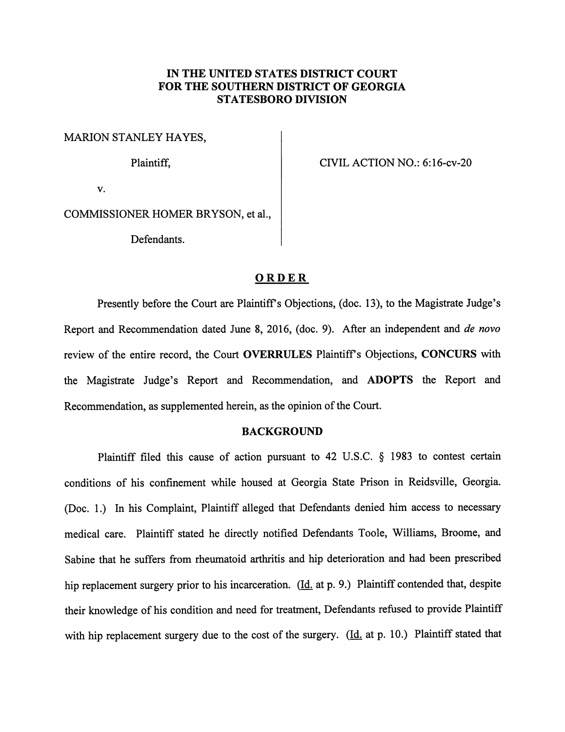**IN THE UNITED STATES DISTRICT COURT**
**FOR THE SOUTHERN DISTRICT OF GEORGIA**
**STATESBORO DIVISION**

MARION STANLEY HAYES,

Plaintiff,

v.

COMMISSIONER HOMER BRYSON, et al.,

Defendants.

CIVIL ACTION NO.: 6:16-cv-20

## ORDER

Presently before the Court are Plaintiff's Objections, (doc. 13), to the Magistrate Judge's Report and Recommendation dated June 8, 2016, (doc. 9). After an independent and *de novo* review of the entire record, the Court **OVERRULES** Plaintiff's Objections, **CONCURS** with the Magistrate Judge's Report and Recommendation, and **ADOPTS** the Report and Recommendation, as supplemented herein, as the opinion of the Court.

### BACKGROUND

Plaintiff filed this cause of action pursuant to 42 U.S.C. § 1983 to contest certain conditions of his confinement while housed at Georgia State Prison in Reidsville, Georgia. (Doc. 1.) In his Complaint, Plaintiff alleged that Defendants denied him access to necessary medical care. Plaintiff stated he directly notified Defendants Toole, Williams, Broome, and Sabine that he suffers from rheumatoid arthritis and hip deterioration and had been prescribed hip replacement surgery prior to his incarceration. (Id. at p. 9.) Plaintiff contended that, despite their knowledge of his condition and need for treatment, Defendants refused to provide Plaintiff with hip replacement surgery due to the cost of the surgery. (Id. at p. 10.) Plaintiff stated that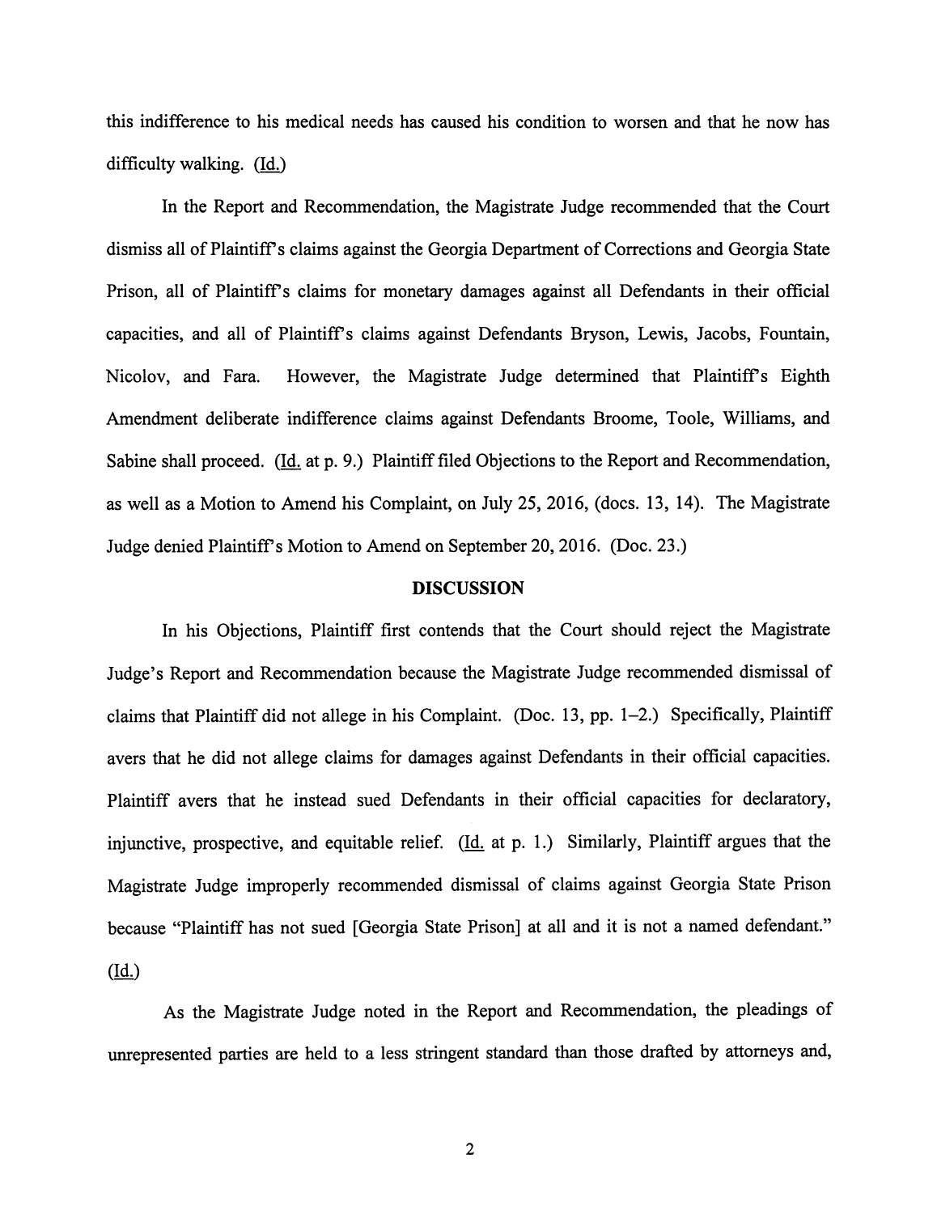this indifference to his medical needs has caused his condition to worsen and that he now has difficulty walking. (Id.)

In the Report and Recommendation, the Magistrate Judge recommended that the Court dismiss all of Plaintiff's claims against the Georgia Department of Corrections and Georgia State Prison, all of Plaintiff's claims for monetary damages against all Defendants in their official capacities, and all of Plaintiff's claims against Defendants Bryson, Lewis, Jacobs, Fountain, Nicolov, and Fara. However, the Magistrate Judge determined that Plaintiff's Eighth Amendment deliberate indifference claims against Defendants Broome, Toole, Williams, and Sabine shall proceed. (Id. at p. 9.) Plaintiff filed Objections to the Report and Recommendation, as well as a Motion to Amend his Complaint, on July 25, 2016, (docs. 13, 14). The Magistrate Judge denied Plaintiff's Motion to Amend on September 20, 2016. (Doc. 23.)

## DISCUSSION

In his Objections, Plaintiff first contends that the Court should reject the Magistrate Judge's Report and Recommendation because the Magistrate Judge recommended dismissal of claims that Plaintiff did not allege in his Complaint. (Doc. 13, pp. 1–2.) Specifically, Plaintiff avers that he did not allege claims for damages against Defendants in their official capacities. Plaintiff avers that he instead sued Defendants in their official capacities for declaratory, injunctive, prospective, and equitable relief. (Id. at p. 1.) Similarly, Plaintiff argues that the Magistrate Judge improperly recommended dismissal of claims against Georgia State Prison because "Plaintiff has not sued [Georgia State Prison] at all and it is not a named defendant." (Id.)

As the Magistrate Judge noted in the Report and Recommendation, the pleadings of unrepresented parties are held to a less stringent standard than those drafted by attorneys and,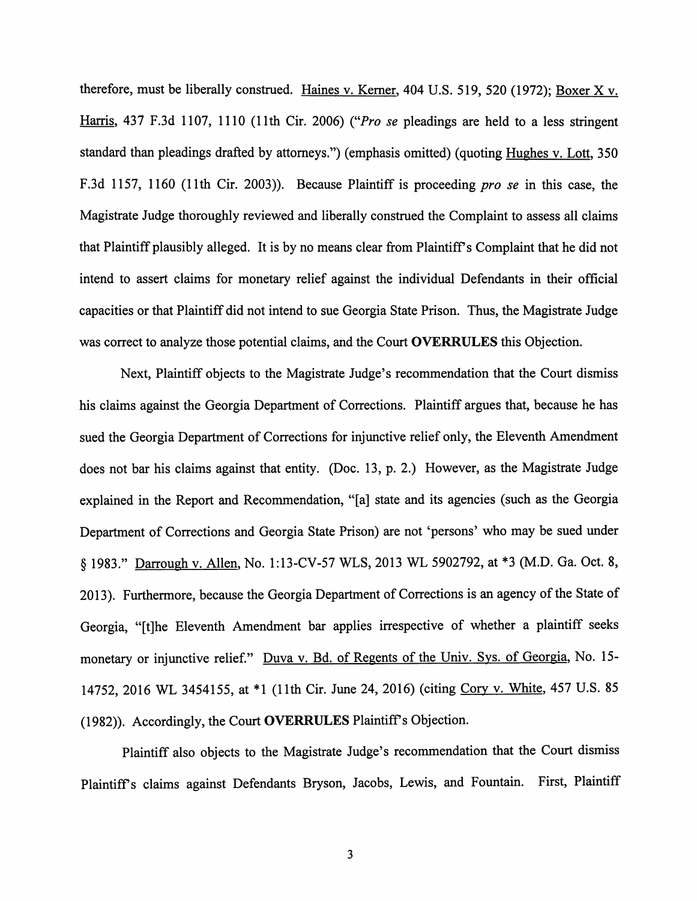therefore, must be liberally construed. Haines v. Kerner, 404 U.S. 519, 520 (1972); Boxer X v. Harris, 437 F.3d 1107, 1110 (11th Cir. 2006) ("*Pro se* pleadings are held to a less stringent standard than pleadings drafted by attorneys.") (emphasis omitted) (quoting Hughes v. Lott, 350 F.3d 1157, 1160 (11th Cir. 2003)). Because Plaintiff is proceeding *pro se* in this case, the Magistrate Judge thoroughly reviewed and liberally construed the Complaint to assess all claims that Plaintiff plausibly alleged. It is by no means clear from Plaintiff's Complaint that he did not intend to assert claims for monetary relief against the individual Defendants in their official capacities or that Plaintiff did not intend to sue Georgia State Prison. Thus, the Magistrate Judge was correct to analyze those potential claims, and the Court **OVERRULES** this Objection.

Next, Plaintiff objects to the Magistrate Judge's recommendation that the Court dismiss his claims against the Georgia Department of Corrections. Plaintiff argues that, because he has sued the Georgia Department of Corrections for injunctive relief only, the Eleventh Amendment does not bar his claims against that entity. (Doc. 13, p. 2.) However, as the Magistrate Judge explained in the Report and Recommendation, "[a] state and its agencies (such as the Georgia Department of Corrections and Georgia State Prison) are not 'persons' who may be sued under § 1983." Darrough v. Allen, No. 1:13-CV-57 WLS, 2013 WL 5902792, at *3 (M.D. Ga. Oct. 8, 2013). Furthermore, because the Georgia Department of Corrections is an agency of the State of Georgia, "[t]he Eleventh Amendment bar applies irrespective of whether a plaintiff seeks monetary or injunctive relief." Duva v. Bd. of Regents of the Univ. Sys. of Georgia, No. 15-14752, 2016 WL 3454155, at *1 (11th Cir. June 24, 2016) (citing Cory v. White, 457 U.S. 85 (1982)). Accordingly, the Court **OVERRULES** Plaintiff's Objection.

Plaintiff also objects to the Magistrate Judge's recommendation that the Court dismiss Plaintiff's claims against Defendants Bryson, Jacobs, Lewis, and Fountain. First, Plaintiff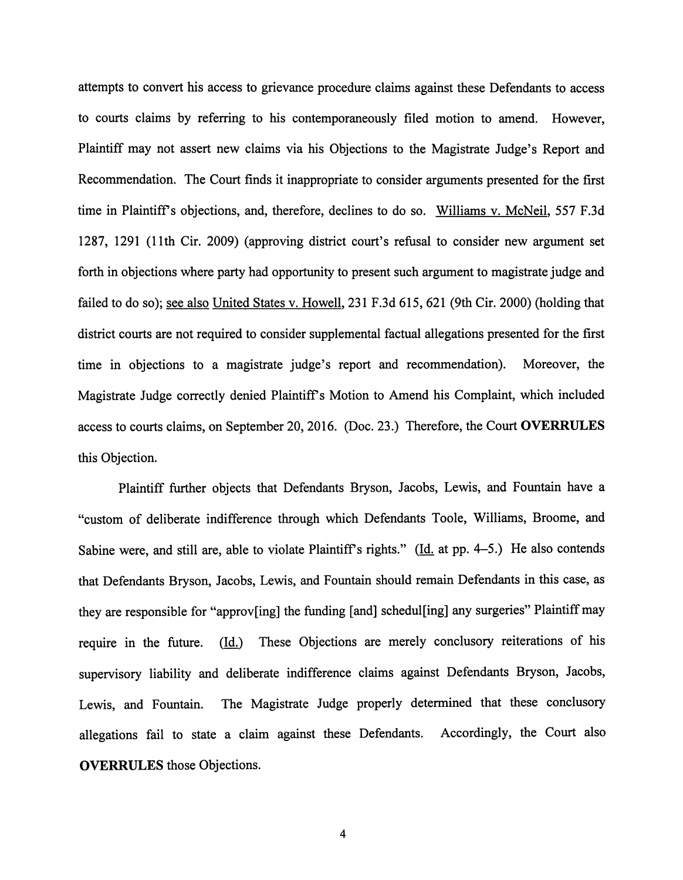attempts to convert his access to grievance procedure claims against these Defendants to access to courts claims by referring to his contemporaneously filed motion to amend. However, Plaintiff may not assert new claims via his Objections to the Magistrate Judge's Report and Recommendation. The Court finds it inappropriate to consider arguments presented for the first time in Plaintiff's objections, and, therefore, declines to do so. Williams v. McNeil, 557 F.3d 1287, 1291 (11th Cir. 2009) (approving district court's refusal to consider new argument set forth in objections where party had opportunity to present such argument to magistrate judge and failed to do so); see also United States v. Howell, 231 F.3d 615, 621 (9th Cir. 2000) (holding that district courts are not required to consider supplemental factual allegations presented for the first time in objections to a magistrate judge's report and recommendation). Moreover, the Magistrate Judge correctly denied Plaintiff's Motion to Amend his Complaint, which included access to courts claims, on September 20, 2016. (Doc. 23.) Therefore, the Court **OVERRULES** this Objection.

Plaintiff further objects that Defendants Bryson, Jacobs, Lewis, and Fountain have a "custom of deliberate indifference through which Defendants Toole, Williams, Broome, and Sabine were, and still are, able to violate Plaintiff's rights." (Id. at pp. 4–5.) He also contends that Defendants Bryson, Jacobs, Lewis, and Fountain should remain Defendants in this case, as they are responsible for "approv[ing] the funding [and] schedul[ing] any surgeries" Plaintiff may require in the future. (Id.) These Objections are merely conclusory reiterations of his supervisory liability and deliberate indifference claims against Defendants Bryson, Jacobs, Lewis, and Fountain. The Magistrate Judge properly determined that these conclusory allegations fail to state a claim against these Defendants. Accordingly, the Court also **OVERRULES** those Objections.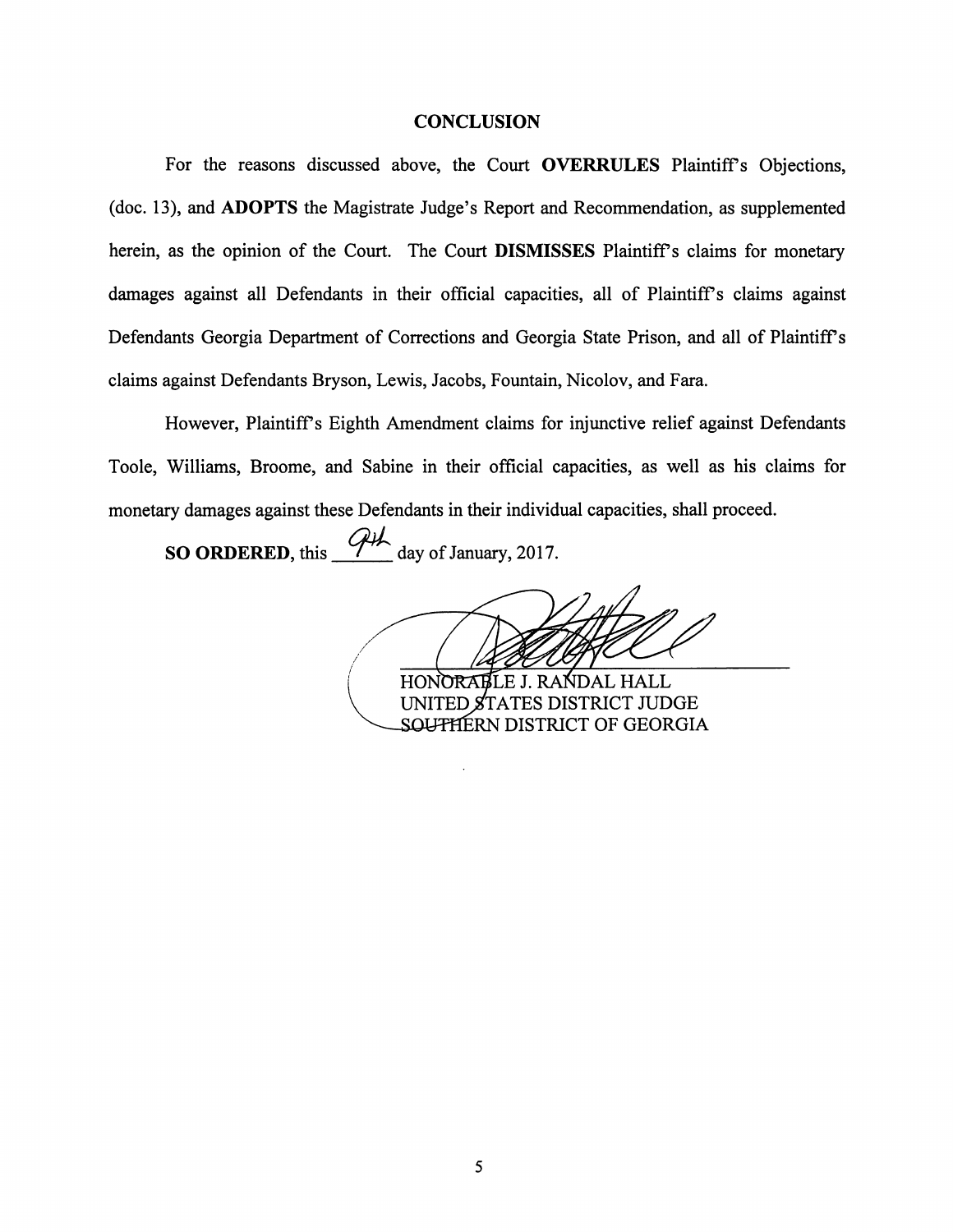## CONCLUSION

For the reasons discussed above, the Court **OVERRULES** Plaintiff's Objections, (doc. 13), and **ADOPTS** the Magistrate Judge's Report and Recommendation, as supplemented herein, as the opinion of the Court. The Court **DISMISSES** Plaintiff's claims for monetary damages against all Defendants in their official capacities, all of Plaintiff's claims against Defendants Georgia Department of Corrections and Georgia State Prison, and all of Plaintiff's claims against Defendants Bryson, Lewis, Jacobs, Fountain, Nicolov, and Fara.

However, Plaintiff's Eighth Amendment claims for injunctive relief against Defendants Toole, Williams, Broome, and Sabine in their official capacities, as well as his claims for monetary damages against these Defendants in their individual capacities, shall proceed.

**SO ORDERED**, this 9th day of January, 2017.

HONORABLE J. RANDAL HALL
UNITED STATES DISTRICT JUDGE
SOUTHERN DISTRICT OF GEORGIA